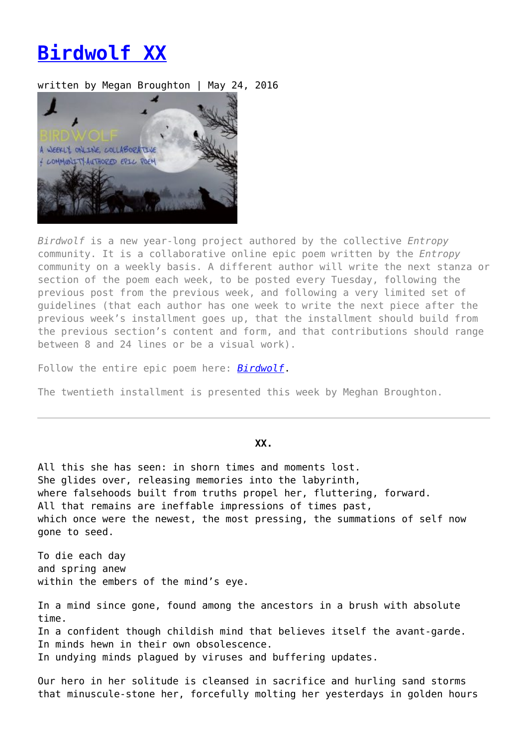# [Birdwolf XX]()

written by Megan Broughton | May 24, 2016

*Birdwolf* is a new year-long project authored by the collective *Entropy* community. It is a collaborative online epic poem written by the *Entropy* community on a weekly basis. A different author will write the next stanza or section of the poem each week, to be posted every Tuesday, following the previous post from the previous week, and following a very limited set of guidelines (that each author has one week to write the next piece after the previous week's installment goes up, that the installment should build from the previous section's content and form, and that contributions should range between 8 and 24 lines or be a visual work).

Follow the entire epic poem here: [*Birdwolf*]().

The twentieth installment is presented this week by Meghan Broughton.

---

**XX.**

All this she has seen: in shorn times and moments lost.
She glides over, releasing memories into the labyrinth,
where falsehoods built from truths propel her, fluttering, forward.
All that remains are ineffable impressions of times past,
which once were the newest, the most pressing, the summations of self now gone to seed.

To die each day
and spring anew
within the embers of the mind's eye.

In a mind since gone, found among the ancestors in a brush with absolute time.
In a confident though childish mind that believes itself the avant-garde.
In minds hewn in their own obsolescence.
In undying minds plagued by viruses and buffering updates.

Our hero in her solitude is cleansed in sacrifice and hurling sand storms
that minuscule-stone her, forcefully molting her yesterdays in golden hours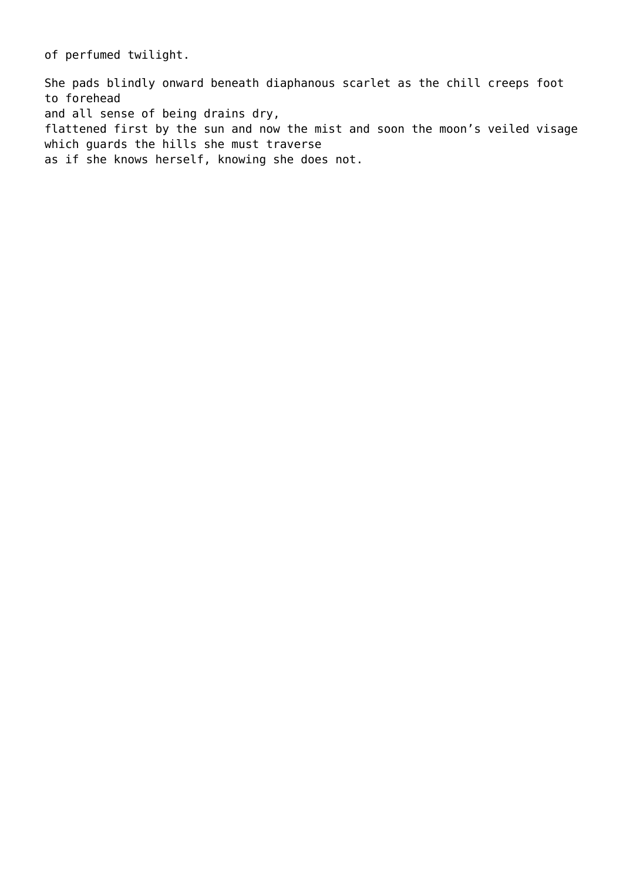of perfumed twilight.

She pads blindly onward beneath diaphanous scarlet as the chill creeps foot to forehead  
and all sense of being drains dry,  
flattened first by the sun and now the mist and soon the moon’s veiled visage which guards the hills she must traverse  
as if she knows herself, knowing she does not.